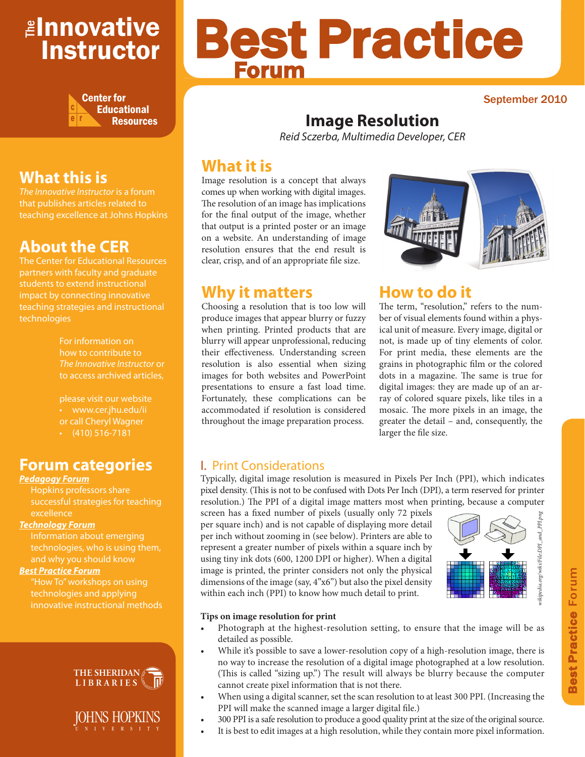# The Innovative Instructor

Center for Educational Resources

# Best Practice Forum

September 2010

## Image Resolution

*Reid Sczerba, Multimedia Developer, CER*

## What it is

Image resolution is a concept that always comes up when working with digital images. The resolution of an image has implications for the final output of the image, whether that output is a printed poster or an image on a website. An understanding of image resolution ensures that the end result is clear, crisp, and of an appropriate file size.

## Why it matters

Choosing a resolution that is too low will produce images that appear blurry or fuzzy when printing. Printed products that are blurry will appear unprofessional, reducing their effectiveness. Understanding screen resolution is also essential when sizing images for both websites and PowerPoint presentations to ensure a fast load time. Fortunately, these complications can be accommodated if resolution is considered throughout the image preparation process.

## How to do it

The term, "resolution," refers to the number of visual elements found within a physical unit of measure. Every image, digital or not, is made up of tiny elements of color. For print media, these elements are the grains in photographic film or the colored dots in a magazine. The same is true for digital images: they are made up of an array of colored square pixels, like tiles in a mosaic. The more pixels in an image, the greater the detail – and, consequently, the larger the file size.

### I. Print Considerations

Typically, digital image resolution is measured in Pixels Per Inch (PPI), which indicates pixel density. (This is not to be confused with Dots Per Inch (DPI), a term reserved for printer resolution.) The PPI of a digital image matters most when printing, because a computer screen has a fixed number of pixels (usually only 72 pixels per square inch) and is not capable of displaying more detail per inch without zooming in (see below). Printers are able to represent a greater number of pixels within a square inch by using tiny ink dots (600, 1200 DPI or higher). When a digital image is printed, the printer considers not only the physical dimensions of the image (say, 4"x6") but also the pixel density within each inch (PPI) to know how much detail to print.

*wikipedia.org/wiki/File:DPI_and_PPI.png*

**Tips on image resolution for print**

- Photograph at the highest-resolution setting, to ensure that the image will be as detailed as possible.
- While it's possible to save a lower-resolution copy of a high-resolution image, there is no way to increase the resolution of a digital image photographed at a low resolution. (This is called "sizing up.") The result will always be blurry because the computer cannot create pixel information that is not there.
- When using a digital scanner, set the scan resolution to at least 300 PPI. (Increasing the PPI will make the scanned image a larger digital file.)
- 300 PPI is a safe resolution to produce a good quality print at the size of the original source.
- It is best to edit images at a high resolution, while they contain more pixel information.

## What this is

*The Innovative Instructor* is a forum that publishes articles related to teaching excellence at Johns Hopkins

## About the CER

The Center for Educational Resources partners with faculty and graduate students to extend instructional impact by connecting innovative teaching strategies and instructional technologies

For information on how to contribute to *The Innovative Instructor* or to access archived articles,

please visit our website
- www.cer.jhu.edu/ii

or call Cheryl Wagner
- (410) 516-7181

## Forum categories

***Pedagogy Forum***
Hopkins professors share successful strategies for teaching excellence

***Technology Forum***
Information about emerging technologies, who is using them, and why you should know

***Best Practice Forum***
"How To" workshops on using technologies and applying innovative instructional methods

The Sheridan Libraries
Johns Hopkins University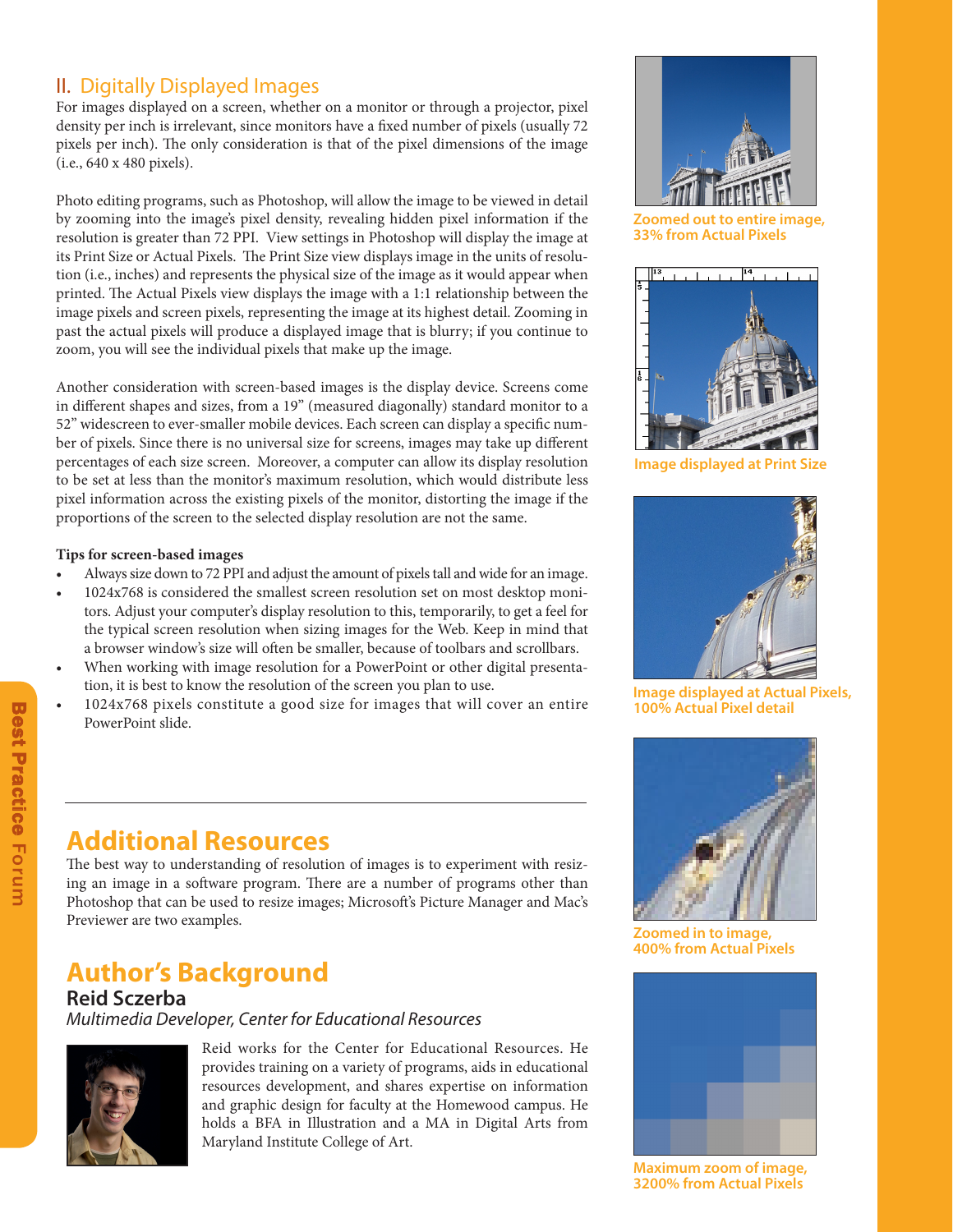## II. Digitally Displayed Images

For images displayed on a screen, whether on a monitor or through a projector, pixel density per inch is irrelevant, since monitors have a fixed number of pixels (usually 72 pixels per inch). The only consideration is that of the pixel dimensions of the image (i.e., 640 x 480 pixels).

Photo editing programs, such as Photoshop, will allow the image to be viewed in detail by zooming into the image's pixel density, revealing hidden pixel information if the resolution is greater than 72 PPI. View settings in Photoshop will display the image at its Print Size or Actual Pixels. The Print Size view displays image in the units of resolution (i.e., inches) and represents the physical size of the image as it would appear when printed. The Actual Pixels view displays the image with a 1:1 relationship between the image pixels and screen pixels, representing the image at its highest detail. Zooming in past the actual pixels will produce a displayed image that is blurry; if you continue to zoom, you will see the individual pixels that make up the image.

Another consideration with screen-based images is the display device. Screens come in different shapes and sizes, from a 19" (measured diagonally) standard monitor to a 52" widescreen to ever-smaller mobile devices. Each screen can display a specific number of pixels. Since there is no universal size for screens, images may take up different percentages of each size screen. Moreover, a computer can allow its display resolution to be set at less than the monitor's maximum resolution, which would distribute less pixel information across the existing pixels of the monitor, distorting the image if the proportions of the screen to the selected display resolution are not the same.

**Tips for screen-based images**

- Always size down to 72 PPI and adjust the amount of pixels tall and wide for an image.
- 1024x768 is considered the smallest screen resolution set on most desktop monitors. Adjust your computer's display resolution to this, temporarily, to get a feel for the typical screen resolution when sizing images for the Web. Keep in mind that a browser window's size will often be smaller, because of toolbars and scrollbars.
- When working with image resolution for a PowerPoint or other digital presentation, it is best to know the resolution of the screen you plan to use.
- 1024x768 pixels constitute a good size for images that will cover an entire PowerPoint slide.

Zoomed out to entire image, 33% from Actual Pixels

Image displayed at Print Size

Image displayed at Actual Pixels, 100% Actual Pixel detail

Zoomed in to image, 400% from Actual Pixels

Maximum zoom of image, 3200% from Actual Pixels

# Additional Resources

The best way to understanding of resolution of images is to experiment with resizing an image in a software program. There are a number of programs other than Photoshop that can be used to resize images; Microsoft's Picture Manager and Mac's Previewer are two examples.

# Author's Background

**Reid Sczerba**

*Multimedia Developer, Center for Educational Resources*

Reid works for the Center for Educational Resources. He provides training on a variety of programs, aids in educational resources development, and shares expertise on information and graphic design for faculty at the Homewood campus. He holds a BFA in Illustration and a MA in Digital Arts from Maryland Institute College of Art.